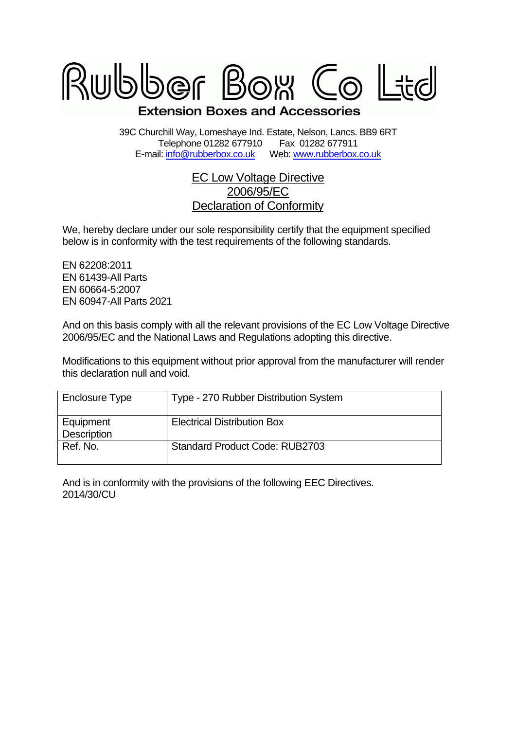# Rubber Box Co Ltd

**Extension Boxes and Accessories**

39C Churchill Way, Lomeshaye Ind. Estate, Nelson, Lancs. BB9 6RT
Telephone 01282 677910 Fax 01282 677911
E-mail: [info@rubberbox.co.uk](mailto:info@rubberbox.co.uk) Web: [www.rubberbox.co.uk](http://www.rubberbox.co.uk)

## EC Low Voltage Directive 2006/95/EC Declaration of Conformity

We, hereby declare under our sole responsibility certify that the equipment specified below is in conformity with the test requirements of the following standards.

EN 62208:2011
EN 61439-All Parts
EN 60664-5:2007
EN 60947-All Parts 2021

And on this basis comply with all the relevant provisions of the EC Low Voltage Directive 2006/95/EC and the National Laws and Regulations adopting this directive.

Modifications to this equipment without prior approval from the manufacturer will render this declaration null and void.

| Enclosure Type | Type - 270 Rubber Distribution System |
|---|---|
| Equipment Description | Electrical Distribution Box |
| Ref. No. | Standard Product Code: RUB2703 |

And is in conformity with the provisions of the following EEC Directives.
2014/30/CU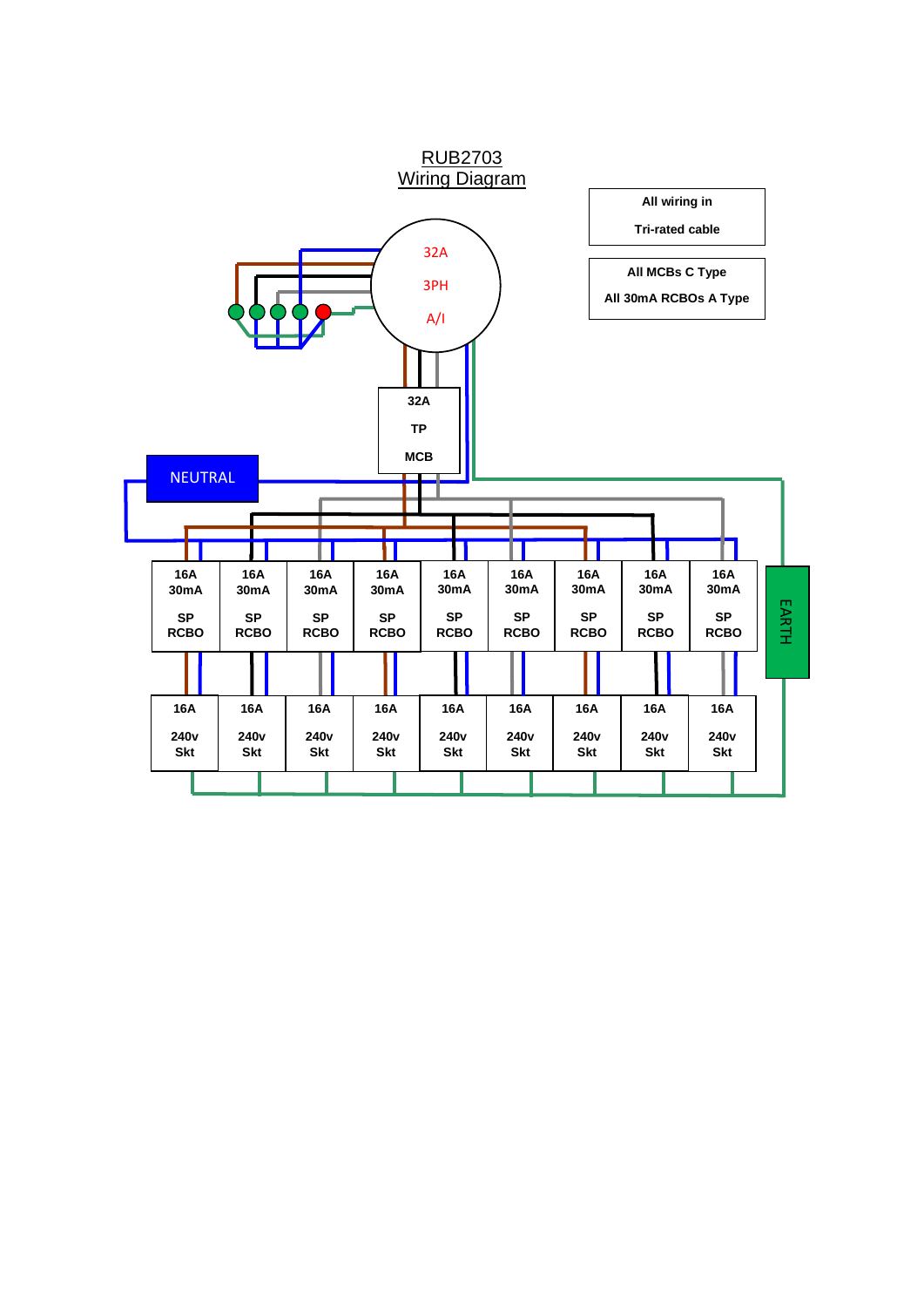# RUB2703
## Wiring Diagram

**All wiring in**

**Tri-rated cable**

**All MCBs C Type**

**All 30mA RCBOs A Type**

32A

3PH

A/I

**32A**

**TP**

**MCB**

NEUTRAL

EARTH

| | | | | | | | | |
|---|---|---|---|---|---|---|---|---|
| **16A 30mA SP RCBO** | **16A 30mA SP RCBO** | **16A 30mA SP RCBO** | **16A 30mA SP RCBO** | **16A 30mA SP RCBO** | **16A 30mA SP RCBO** | **16A 30mA SP RCBO** | **16A 30mA SP RCBO** | **16A 30mA SP RCBO** |
| **16A 240v Skt** | **16A 240v Skt** | **16A 240v Skt** | **16A 240v Skt** | **16A 240v Skt** | **16A 240v Skt** | **16A 240v Skt** | **16A 240v Skt** | **16A 240v Skt** |